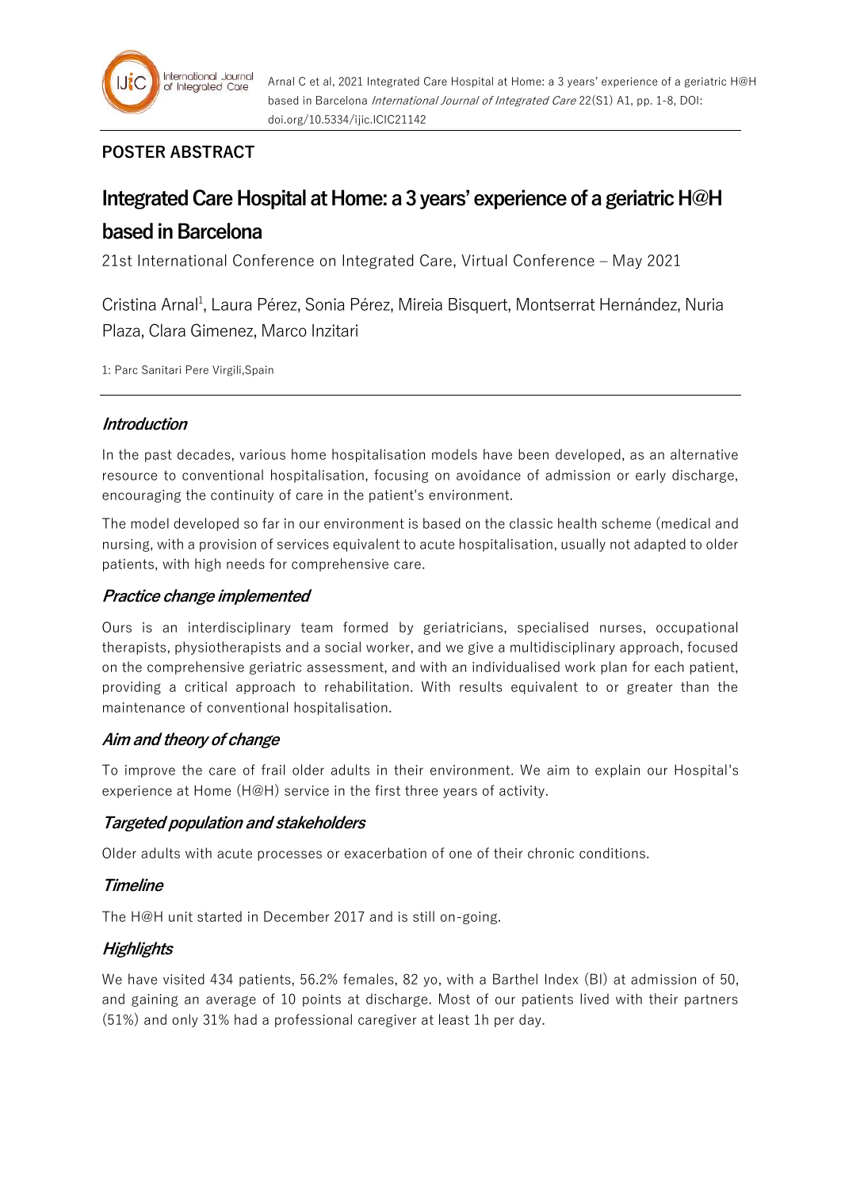## POSTER ABSTRACT

# Integrated Care Hospital at Home: a 3 years' experience of a geriatric H@H based in Barcelona

21st International Conference on Integrated Care, Virtual Conference – May 2021

Cristina Arnal[1], Laura Pérez, Sonia Pérez, Mireia Bisquert, Montserrat Hernández, Nuria Plaza, Clara Gimenez, Marco Inzitari

1: Parc Sanitari Pere Virgili,Spain

### *Introduction*

In the past decades, various home hospitalisation models have been developed, as an alternative resource to conventional hospitalisation, focusing on avoidance of admission or early discharge, encouraging the continuity of care in the patient's environment.

The model developed so far in our environment is based on the classic health scheme (medical and nursing, with a provision of services equivalent to acute hospitalisation, usually not adapted to older patients, with high needs for comprehensive care.

### *Practice change implemented*

Ours is an interdisciplinary team formed by geriatricians, specialised nurses, occupational therapists, physiotherapists and a social worker, and we give a multidisciplinary approach, focused on the comprehensive geriatric assessment, and with an individualised work plan for each patient, providing a critical approach to rehabilitation. With results equivalent to or greater than the maintenance of conventional hospitalisation.

### *Aim and theory of change*

To improve the care of frail older adults in their environment. We aim to explain our Hospital's experience at Home (H@H) service in the first three years of activity.

### *Targeted population and stakeholders*

Older adults with acute processes or exacerbation of one of their chronic conditions.

### *Timeline*

The H@H unit started in December 2017 and is still on-going.

### *Highlights*

We have visited 434 patients, 56.2% females, 82 yo, with a Barthel Index (BI) at admission of 50, and gaining an average of 10 points at discharge. Most of our patients lived with their partners (51%) and only 31% had a professional caregiver at least 1h per day.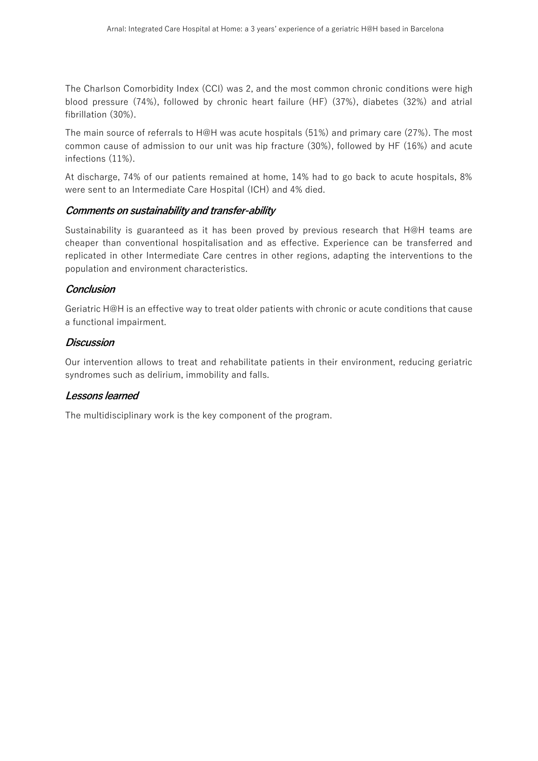The Charlson Comorbidity Index (CCI) was 2, and the most common chronic conditions were high blood pressure (74%), followed by chronic heart failure (HF) (37%), diabetes (32%) and atrial fibrillation (30%).

The main source of referrals to H@H was acute hospitals (51%) and primary care (27%). The most common cause of admission to our unit was hip fracture (30%), followed by HF (16%) and acute infections (11%).

At discharge, 74% of our patients remained at home, 14% had to go back to acute hospitals, 8% were sent to an Intermediate Care Hospital (ICH) and 4% died.

### *Comments on sustainability and transfer-ability*

Sustainability is guaranteed as it has been proved by previous research that H@H teams are cheaper than conventional hospitalisation and as effective. Experience can be transferred and replicated in other Intermediate Care centres in other regions, adapting the interventions to the population and environment characteristics.

### *Conclusion*

Geriatric H@H is an effective way to treat older patients with chronic or acute conditions that cause a functional impairment.

### *Discussion*

Our intervention allows to treat and rehabilitate patients in their environment, reducing geriatric syndromes such as delirium, immobility and falls.

### *Lessons learned*

The multidisciplinary work is the key component of the program.